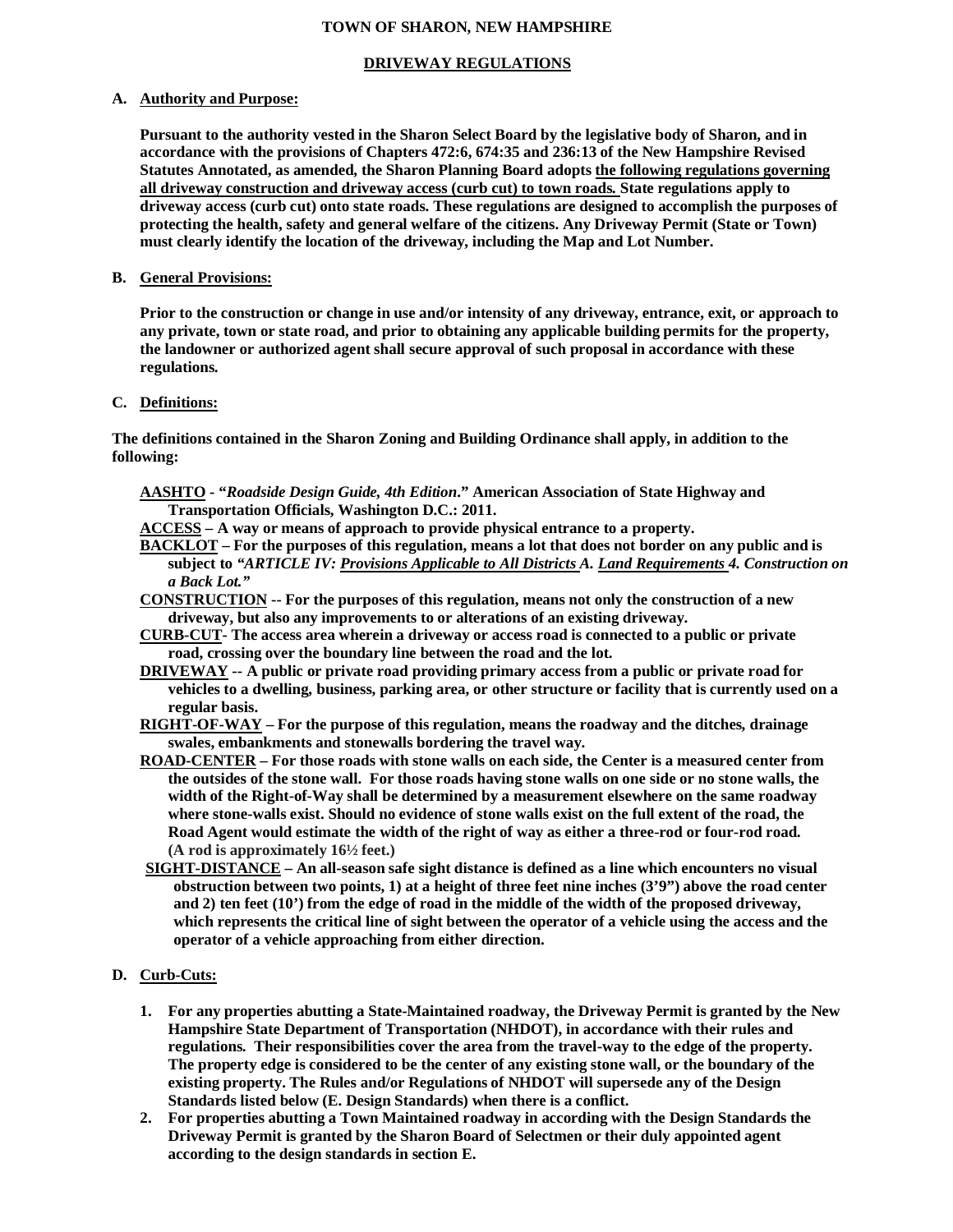**TOWN OF SHARON, NEW HAMPSHIRE**

**DRIVEWAY REGULATIONS**

**A. Authority and Purpose:**

**Pursuant to the authority vested in the Sharon Select Board by the legislative body of Sharon, and in accordance with the provisions of Chapters 472:6, 674:35 and 236:13 of the New Hampshire Revised Statutes Annotated, as amended, the Sharon Planning Board adopts the following regulations governing all driveway construction and driveway access (curb cut) to town roads. State regulations apply to driveway access (curb cut) onto state roads. These regulations are designed to accomplish the purposes of protecting the health, safety and general welfare of the citizens. Any Driveway Permit (State or Town) must clearly identify the location of the driveway, including the Map and Lot Number.**

**B. General Provisions:**

**Prior to the construction or change in use and/or intensity of any driveway, entrance, exit, or approach to any private, town or state road, and prior to obtaining any applicable building permits for the property, the landowner or authorized agent shall secure approval of such proposal in accordance with these regulations.**

**C. Definitions:**

**The definitions contained in the Sharon Zoning and Building Ordinance shall apply, in addition to the following:**

**AASHTO - "*Roadside Design Guide, 4th Edition*." American Association of State Highway and Transportation Officials, Washington D.C.: 2011.**

**ACCESS – A way or means of approach to provide physical entrance to a property.**

**BACKLOT – For the purposes of this regulation, means a lot that does not border on any public and is subject to *"ARTICLE IV: Provisions Applicable to All Districts A. Land Requirements 4. Construction on a Back Lot."***

**CONSTRUCTION -- For the purposes of this regulation, means not only the construction of a new driveway, but also any improvements to or alterations of an existing driveway.**

**CURB-CUT- The access area wherein a driveway or access road is connected to a public or private road, crossing over the boundary line between the road and the lot.**

**DRIVEWAY -- A public or private road providing primary access from a public or private road for vehicles to a dwelling, business, parking area, or other structure or facility that is currently used on a regular basis.**

**RIGHT-OF-WAY – For the purpose of this regulation, means the roadway and the ditches, drainage swales, embankments and stonewalls bordering the travel way.**

**ROAD-CENTER – For those roads with stone walls on each side, the Center is a measured center from the outsides of the stone wall. For those roads having stone walls on one side or no stone walls, the width of the Right-of-Way shall be determined by a measurement elsewhere on the same roadway where stone-walls exist. Should no evidence of stone walls exist on the full extent of the road, the Road Agent would estimate the width of the right of way as either a three-rod or four-rod road. (A rod is approximately 16½ feet.)**

**SIGHT-DISTANCE – An all-season safe sight distance is defined as a line which encounters no visual obstruction between two points, 1) at a height of three feet nine inches (3'9") above the road center and 2) ten feet (10') from the edge of road in the middle of the width of the proposed driveway, which represents the critical line of sight between the operator of a vehicle using the access and the operator of a vehicle approaching from either direction.**

**D. Curb-Cuts:**

1. **For any properties abutting a State-Maintained roadway, the Driveway Permit is granted by the New Hampshire State Department of Transportation (NHDOT), in accordance with their rules and regulations. Their responsibilities cover the area from the travel-way to the edge of the property. The property edge is considered to be the center of any existing stone wall, or the boundary of the existing property. The Rules and/or Regulations of NHDOT will supersede any of the Design Standards listed below (E. Design Standards) when there is a conflict.**
2. **For properties abutting a Town Maintained roadway in according with the Design Standards the Driveway Permit is granted by the Sharon Board of Selectmen or their duly appointed agent according to the design standards in section E.**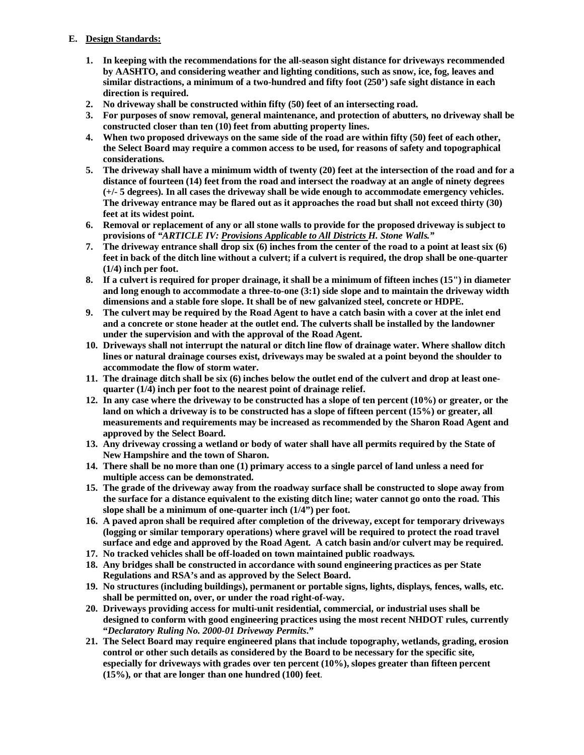**E. Design Standards:**

1. **In keeping with the recommendations for the all-season sight distance for driveways recommended by AASHTO, and considering weather and lighting conditions, such as snow, ice, fog, leaves and similar distractions, a minimum of a two-hundred and fifty foot (250') safe sight distance in each direction is required.**
2. **No driveway shall be constructed within fifty (50) feet of an intersecting road.**
3. **For purposes of snow removal, general maintenance, and protection of abutters, no driveway shall be constructed closer than ten (10) feet from abutting property lines.**
4. **When two proposed driveways on the same side of the road are within fifty (50) feet of each other, the Select Board may require a common access to be used, for reasons of safety and topographical considerations.**
5. **The driveway shall have a minimum width of twenty (20) feet at the intersection of the road and for a distance of fourteen (14) feet from the road and intersect the roadway at an angle of ninety degrees (+/- 5 degrees). In all cases the driveway shall be wide enough to accommodate emergency vehicles. The driveway entrance may be flared out as it approaches the road but shall not exceed thirty (30) feet at its widest point.**
6. **Removal or replacement of any or all stone walls to provide for the proposed driveway is subject to provisions of *"ARTICLE IV: Provisions Applicable to All Districts* H. Stone Walls."**
7. **The driveway entrance shall drop six (6) inches from the center of the road to a point at least six (6) feet in back of the ditch line without a culvert; if a culvert is required, the drop shall be one-quarter (1/4) inch per foot.**
8. **If a culvert is required for proper drainage, it shall be a minimum of fifteen inches (15") in diameter and long enough to accommodate a three-to-one (3:1) side slope and to maintain the driveway width dimensions and a stable fore slope. It shall be of new galvanized steel, concrete or HDPE.**
9. **The culvert may be required by the Road Agent to have a catch basin with a cover at the inlet end and a concrete or stone header at the outlet end. The culverts shall be installed by the landowner under the supervision and with the approval of the Road Agent.**
10. **Driveways shall not interrupt the natural or ditch line flow of drainage water. Where shallow ditch lines or natural drainage courses exist, driveways may be swaled at a point beyond the shoulder to accommodate the flow of storm water.**
11. **The drainage ditch shall be six (6) inches below the outlet end of the culvert and drop at least one-quarter (1/4) inch per foot to the nearest point of drainage relief.**
12. **In any case where the driveway to be constructed has a slope of ten percent (10%) or greater, or the land on which a driveway is to be constructed has a slope of fifteen percent (15%) or greater, all measurements and requirements may be increased as recommended by the Sharon Road Agent and approved by the Select Board.**
13. **Any driveway crossing a wetland or body of water shall have all permits required by the State of New Hampshire and the town of Sharon.**
14. **There shall be no more than one (1) primary access to a single parcel of land unless a need for multiple access can be demonstrated.**
15. **The grade of the driveway away from the roadway surface shall be constructed to slope away from the surface for a distance equivalent to the existing ditch line; water cannot go onto the road. This slope shall be a minimum of one-quarter inch (1/4") per foot.**
16. **A paved apron shall be required after completion of the driveway, except for temporary driveways (logging or similar temporary operations) where gravel will be required to protect the road travel surface and edge and approved by the Road Agent. A catch basin and/or culvert may be required.**
17. **No tracked vehicles shall be off-loaded on town maintained public roadways.**
18. **Any bridges shall be constructed in accordance with sound engineering practices as per State Regulations and RSA's and as approved by the Select Board.**
19. **No structures (including buildings), permanent or portable signs, lights, displays, fences, walls, etc. shall be permitted on, over, or under the road right-of-way.**
20. **Driveways providing access for multi-unit residential, commercial, or industrial uses shall be designed to conform with good engineering practices using the most recent NHDOT rules, currently "*Declaratory Ruling No. 2000-01 Driveway Permits*."**
21. **The Select Board may require engineered plans that include topography, wetlands, grading, erosion control or other such details as considered by the Board to be necessary for the specific site, especially for driveways with grades over ten percent (10%), slopes greater than fifteen percent (15%), or that are longer than one hundred (100) feet.**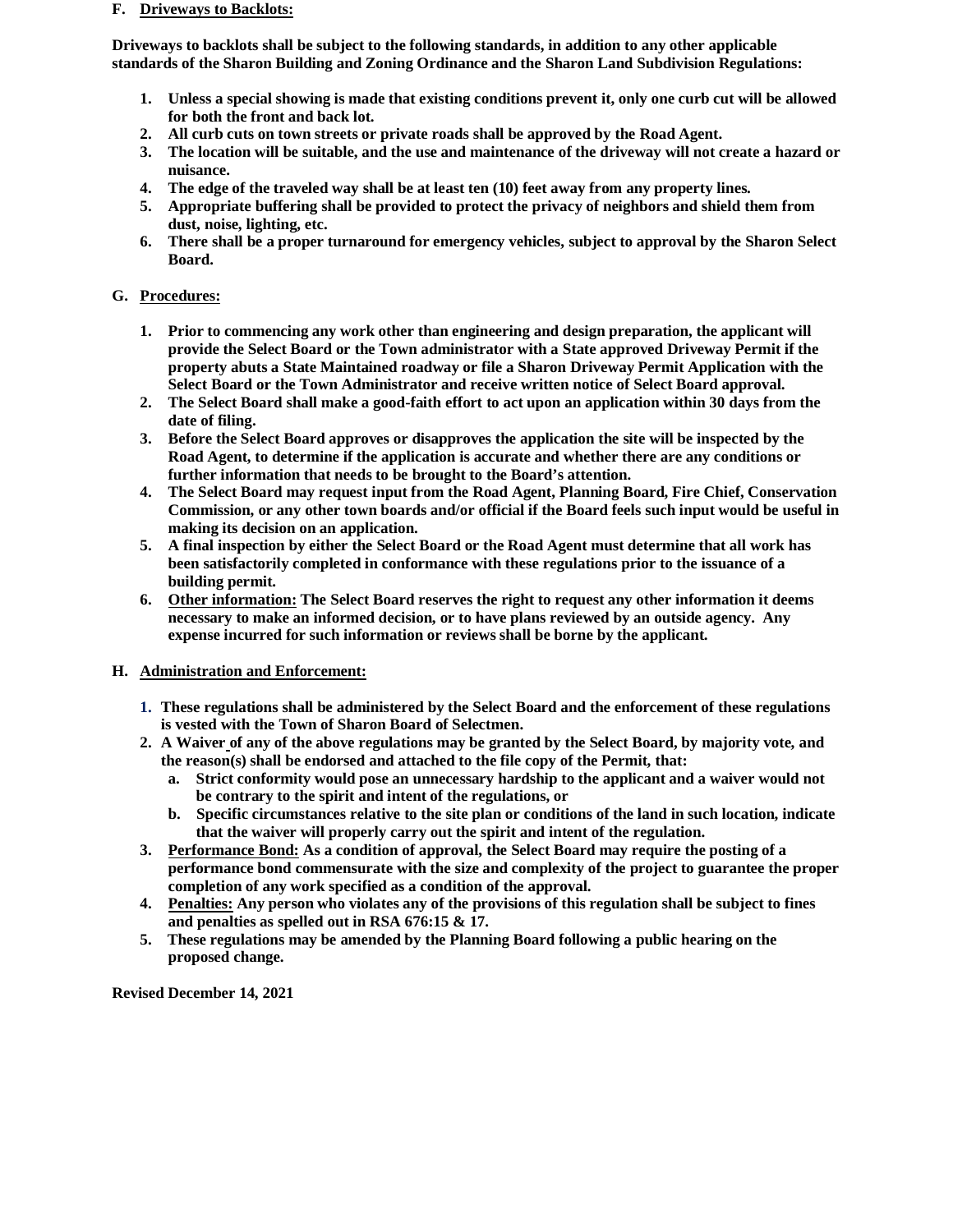**F. Driveways to Backlots:**

**Driveways to backlots shall be subject to the following standards, in addition to any other applicable standards of the Sharon Building and Zoning Ordinance and the Sharon Land Subdivision Regulations:**

1. **Unless a special showing is made that existing conditions prevent it, only one curb cut will be allowed for both the front and back lot.**
2. **All curb cuts on town streets or private roads shall be approved by the Road Agent.**
3. **The location will be suitable, and the use and maintenance of the driveway will not create a hazard or nuisance.**
4. **The edge of the traveled way shall be at least ten (10) feet away from any property lines.**
5. **Appropriate buffering shall be provided to protect the privacy of neighbors and shield them from dust, noise, lighting, etc.**
6. **There shall be a proper turnaround for emergency vehicles, subject to approval by the Sharon Select Board.**

**G. Procedures:**

1. **Prior to commencing any work other than engineering and design preparation, the applicant will provide the Select Board or the Town administrator with a State approved Driveway Permit if the property abuts a State Maintained roadway or file a Sharon Driveway Permit Application with the Select Board or the Town Administrator and receive written notice of Select Board approval.**
2. **The Select Board shall make a good-faith effort to act upon an application within 30 days from the date of filing.**
3. **Before the Select Board approves or disapproves the application the site will be inspected by the Road Agent, to determine if the application is accurate and whether there are any conditions or further information that needs to be brought to the Board's attention.**
4. **The Select Board may request input from the Road Agent, Planning Board, Fire Chief, Conservation Commission, or any other town boards and/or official if the Board feels such input would be useful in making its decision on an application.**
5. **A final inspection by either the Select Board or the Road Agent must determine that all work has been satisfactorily completed in conformance with these regulations prior to the issuance of a building permit.**
6. **Other information: The Select Board reserves the right to request any other information it deems necessary to make an informed decision, or to have plans reviewed by an outside agency. Any expense incurred for such information or reviews shall be borne by the applicant.**

**H. Administration and Enforcement:**

1. **These regulations shall be administered by the Select Board and the enforcement of these regulations is vested with the Town of Sharon Board of Selectmen.**
2. **A Waiver of any of the above regulations may be granted by the Select Board, by majority vote, and the reason(s) shall be endorsed and attached to the file copy of the Permit, that:**
   a. **Strict conformity would pose an unnecessary hardship to the applicant and a waiver would not be contrary to the spirit and intent of the regulations, or**
   b. **Specific circumstances relative to the site plan or conditions of the land in such location, indicate that the waiver will properly carry out the spirit and intent of the regulation.**
3. **Performance Bond: As a condition of approval, the Select Board may require the posting of a performance bond commensurate with the size and complexity of the project to guarantee the proper completion of any work specified as a condition of the approval.**
4. **Penalties: Any person who violates any of the provisions of this regulation shall be subject to fines and penalties as spelled out in RSA 676:15 & 17.**
5. **These regulations may be amended by the Planning Board following a public hearing on the proposed change.**

**Revised December 14, 2021**